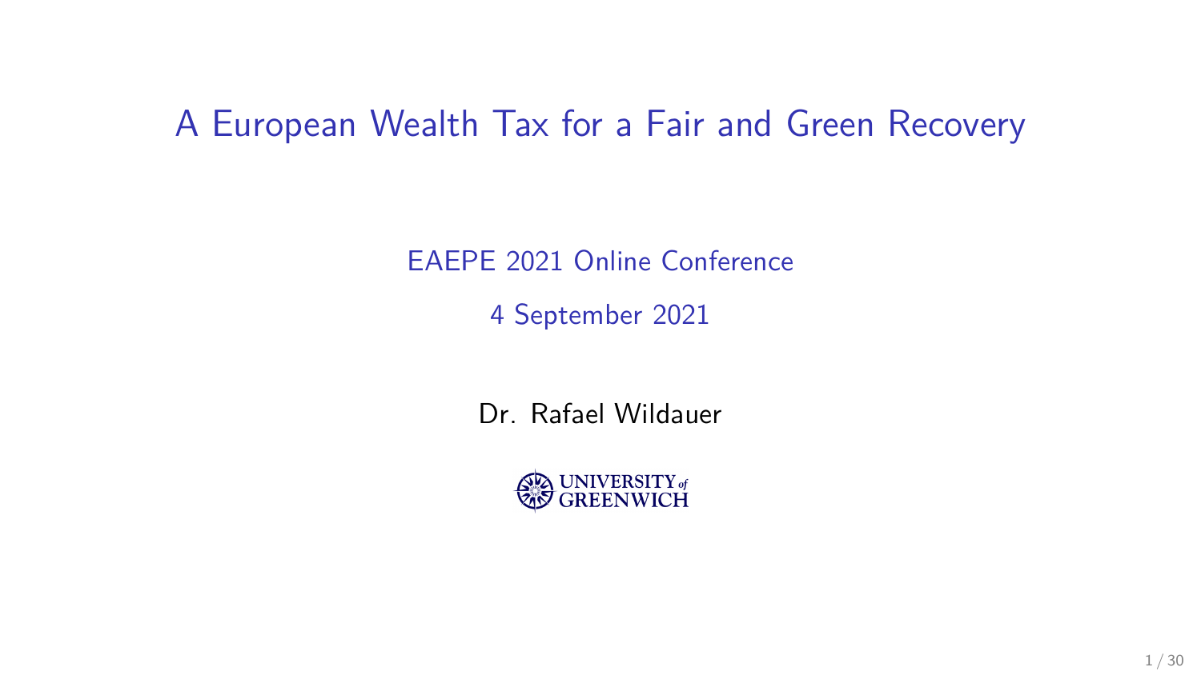# A European Wealth Tax for a Fair and Green Recovery

EAEPE 2021 Online Conference

4 September 2021

Dr. Rafael Wildauer

UNIVERSITY of GREENWICH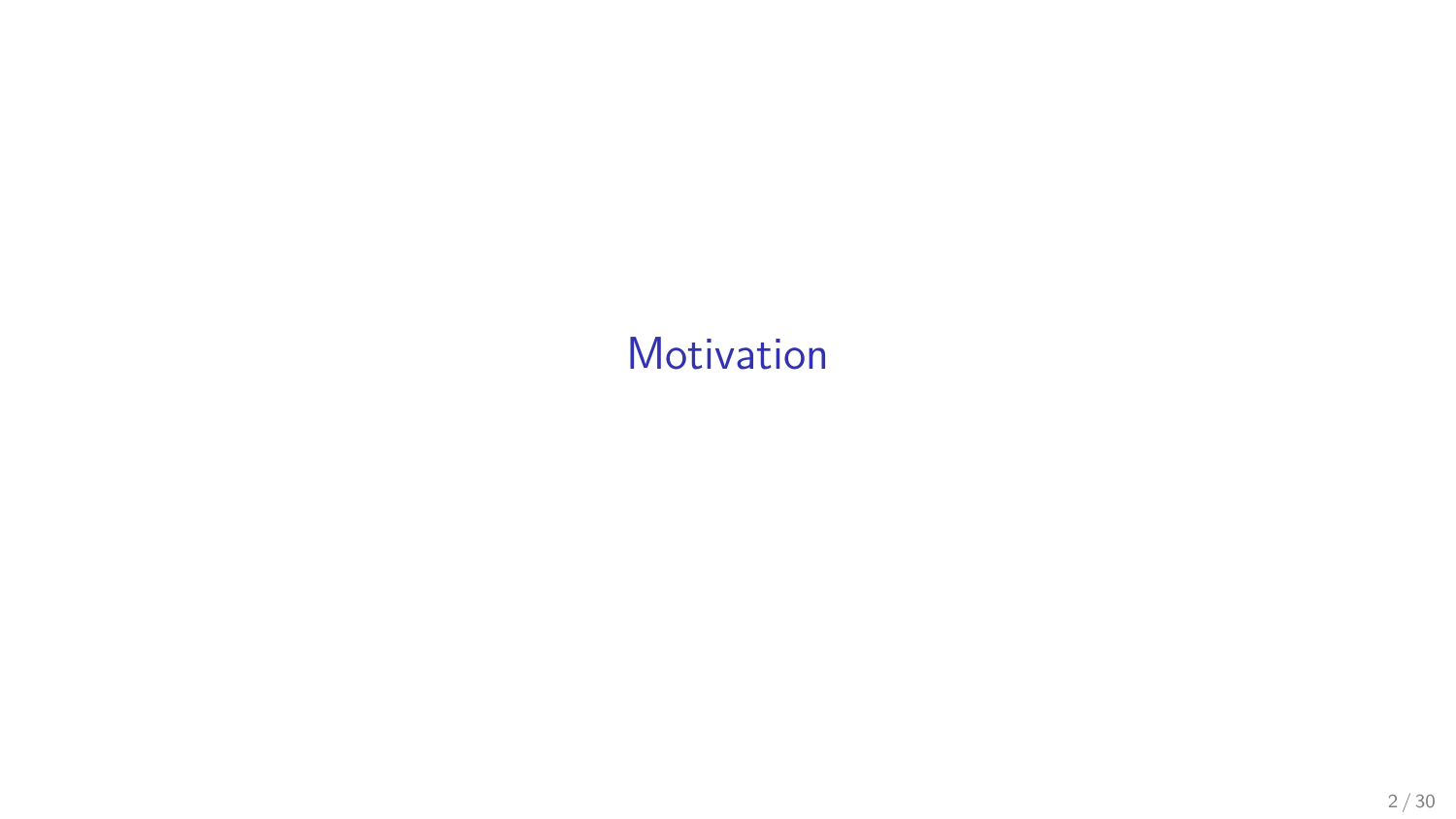# Motivation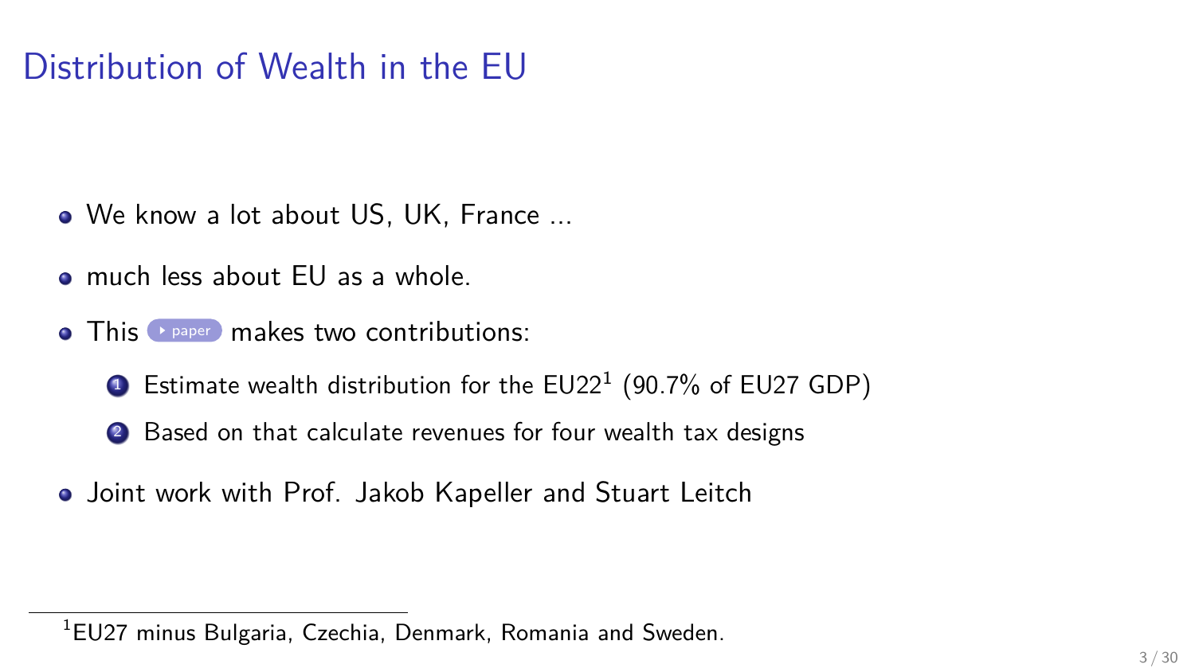# Distribution of Wealth in the EU

- We know a lot about US, UK, France ...
- much less about EU as a whole.
- This paper makes two contributions:
  1. Estimate wealth distribution for the EU22[1] (90.7% of EU27 GDP)
  2. Based on that calculate revenues for four wealth tax designs
- Joint work with Prof. Jakob Kapeller and Stuart Leitch

[1] EU27 minus Bulgaria, Czechia, Denmark, Romania and Sweden.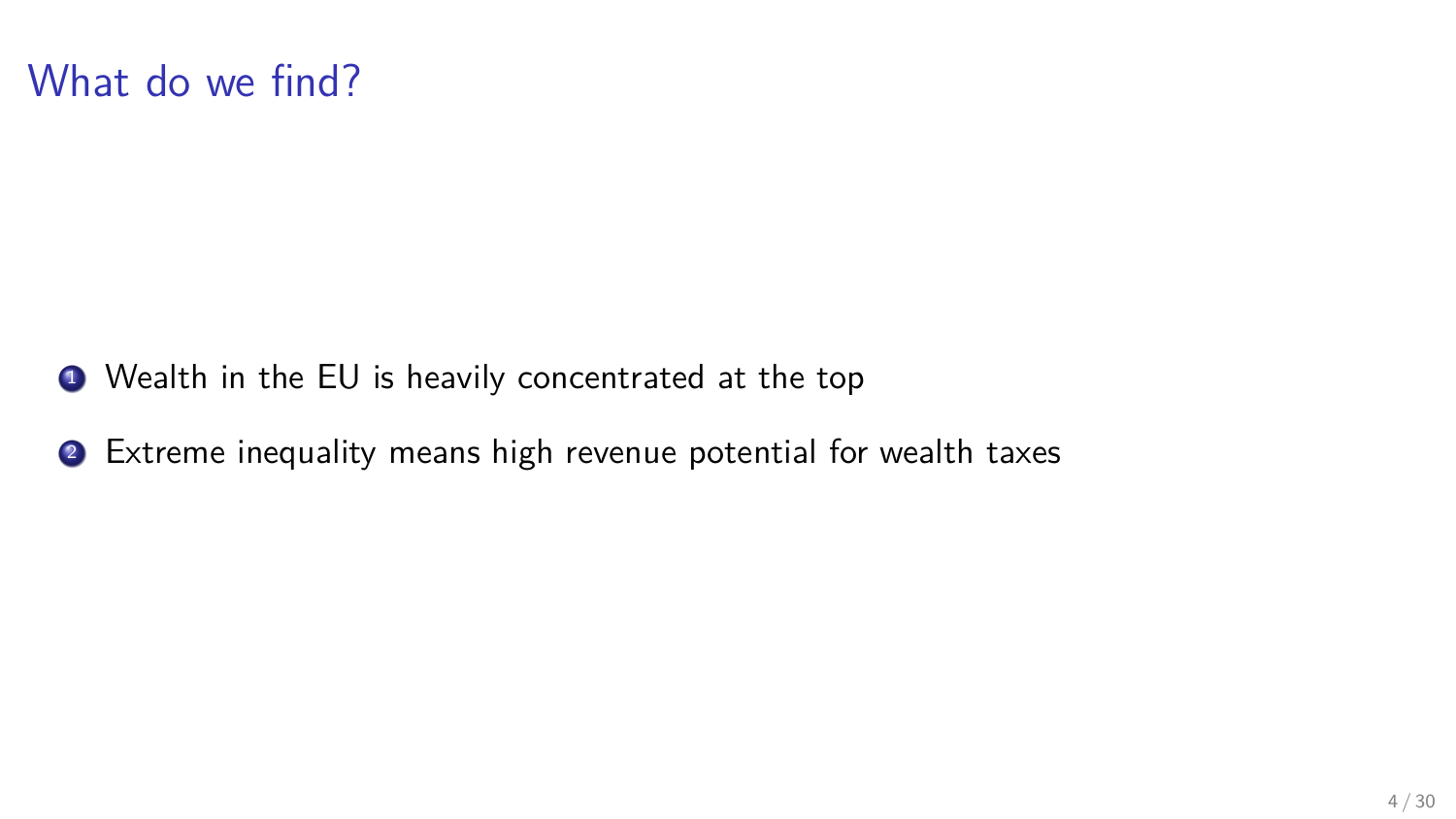# What do we find?

1. Wealth in the EU is heavily concentrated at the top
2. Extreme inequality means high revenue potential for wealth taxes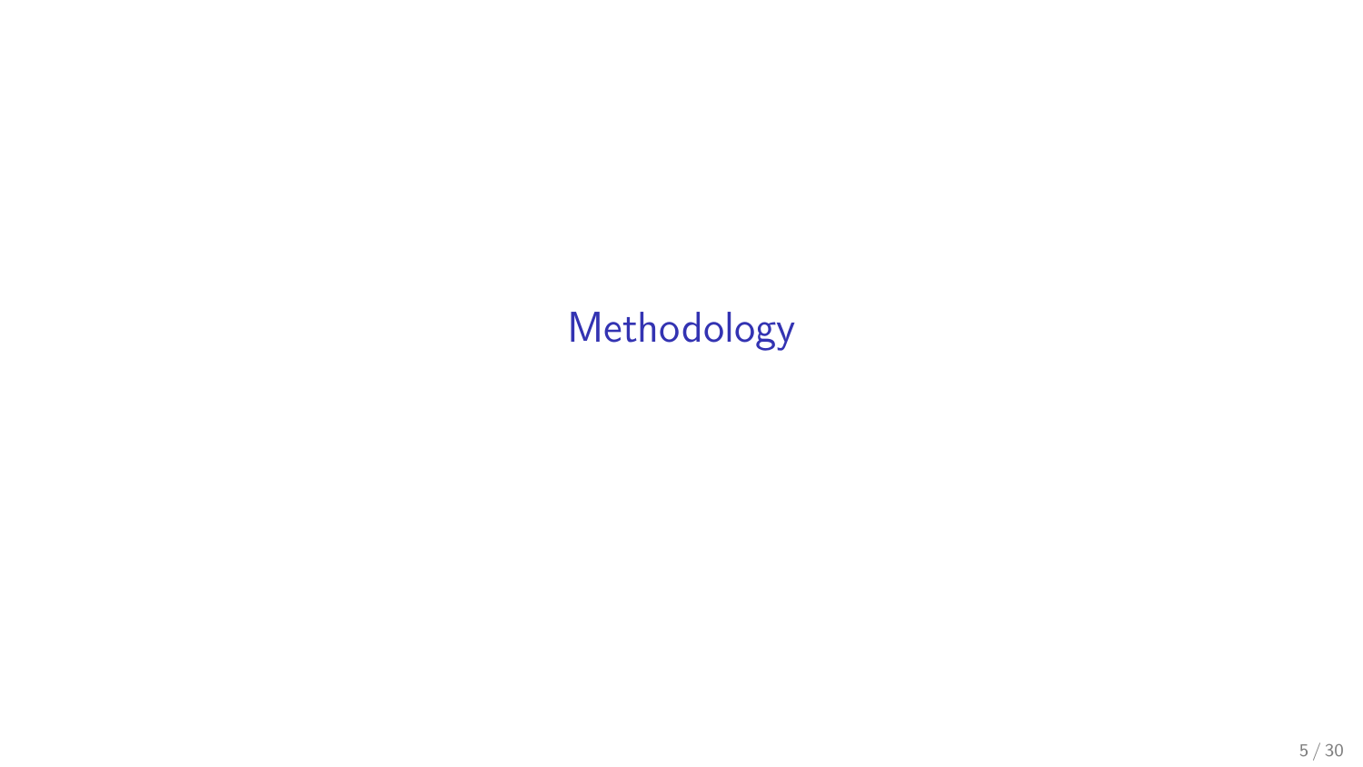# Methodology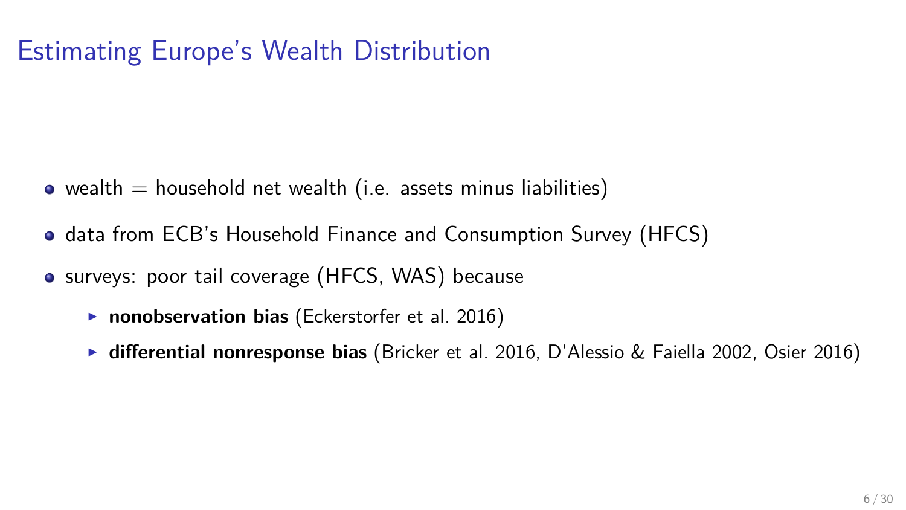# Estimating Europe's Wealth Distribution

- wealth = household net wealth (i.e. assets minus liabilities)
- data from ECB's Household Finance and Consumption Survey (HFCS)
- surveys: poor tail coverage (HFCS, WAS) because
  - **nonobservation bias** (Eckerstorfer et al. 2016)
  - **differential nonresponse bias** (Bricker et al. 2016, D'Alessio & Faiella 2002, Osier 2016)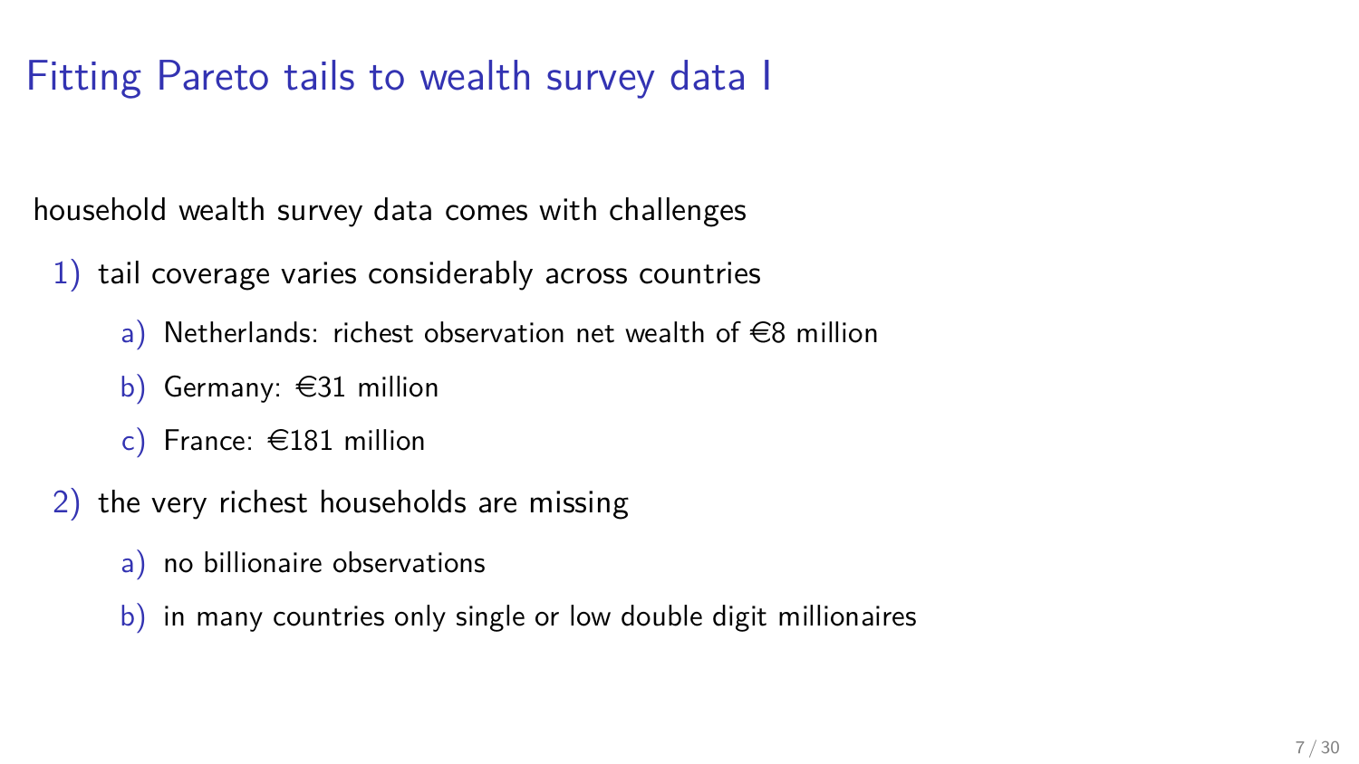# Fitting Pareto tails to wealth survey data I

household wealth survey data comes with challenges

1) tail coverage varies considerably across countries
   a) Netherlands: richest observation net wealth of €8 million
   b) Germany: €31 million
   c) France: €181 million
2) the very richest households are missing
   a) no billionaire observations
   b) in many countries only single or low double digit millionaires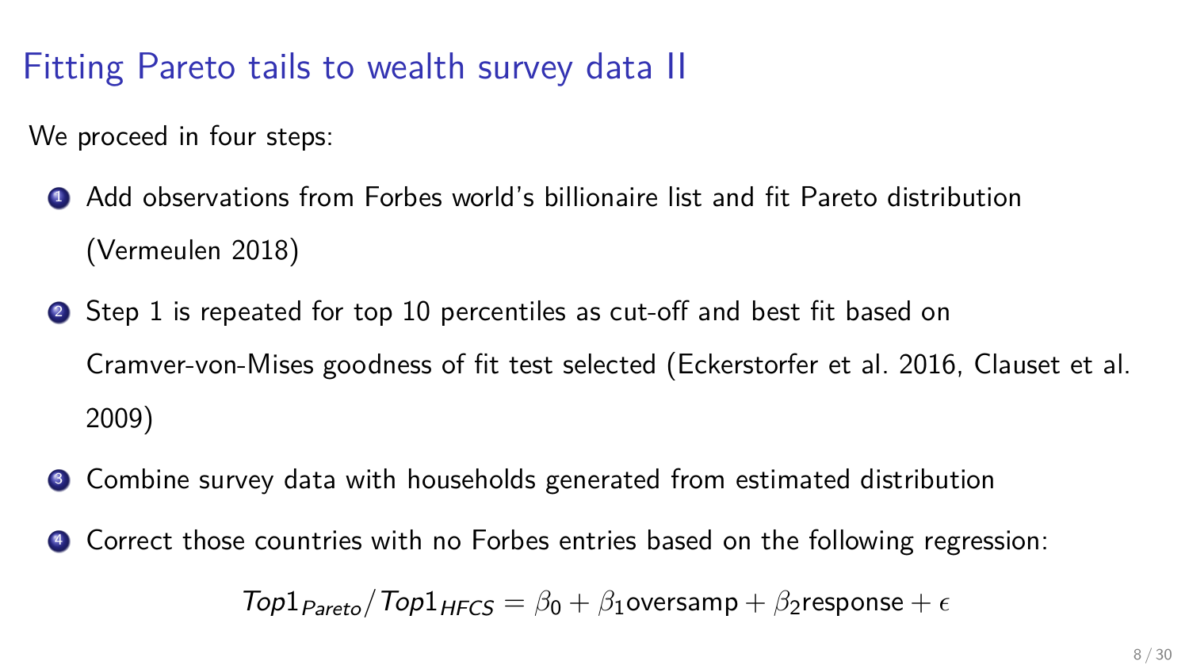# Fitting Pareto tails to wealth survey data II

We proceed in four steps:

1. Add observations from Forbes world's billionaire list and fit Pareto distribution (Vermeulen 2018)
2. Step 1 is repeated for top 10 percentiles as cut-off and best fit based on Cramver-von-Mises goodness of fit test selected (Eckerstorfer et al. 2016, Clauset et al. 2009)
3. Combine survey data with households generated from estimated distribution
4. Correct those countries with no Forbes entries based on the following regression:

$$Top1_{Pareto}/Top1_{HFCS} = \beta_0 + \beta_1 \text{oversamp} + \beta_2 \text{response} + \epsilon$$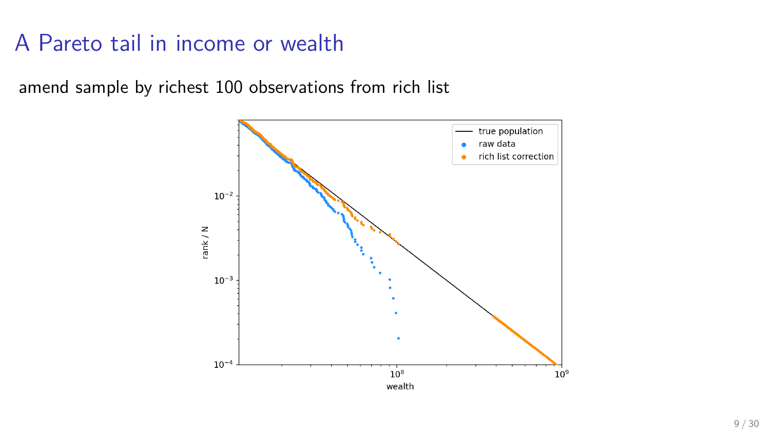# A Pareto tail in income or wealth

amend sample by richest 100 observations from rich list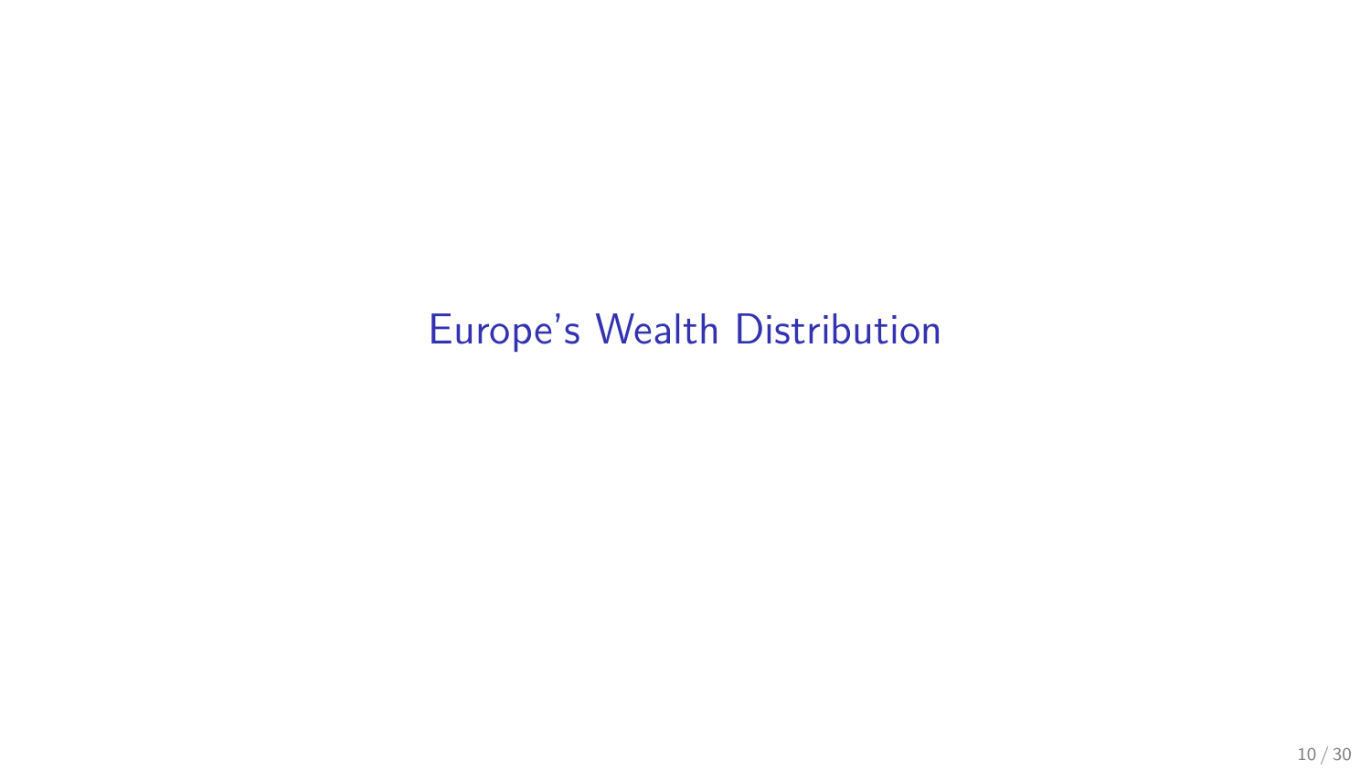# Europe's Wealth Distribution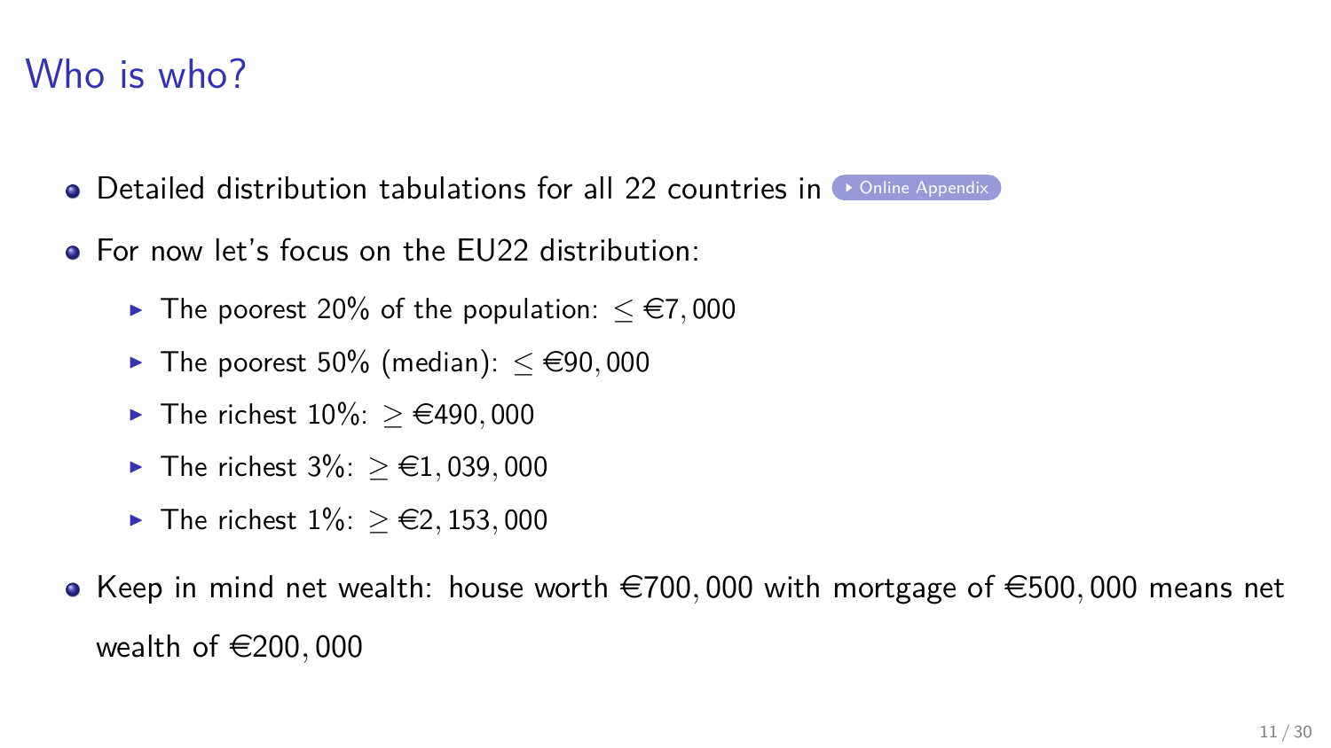# Who is who?

- Detailed distribution tabulations for all 22 countries in Online Appendix
- For now let's focus on the EU22 distribution:
  - The poorest 20% of the population: $\leq$ €7,000
  - The poorest 50% (median): $\leq$ €90,000
  - The richest 10%: $\geq$ €490,000
  - The richest 3%: $\geq$ €1,039,000
  - The richest 1%: $\geq$ €2,153,000
- Keep in mind net wealth: house worth €700,000 with mortgage of €500,000 means net wealth of €200,000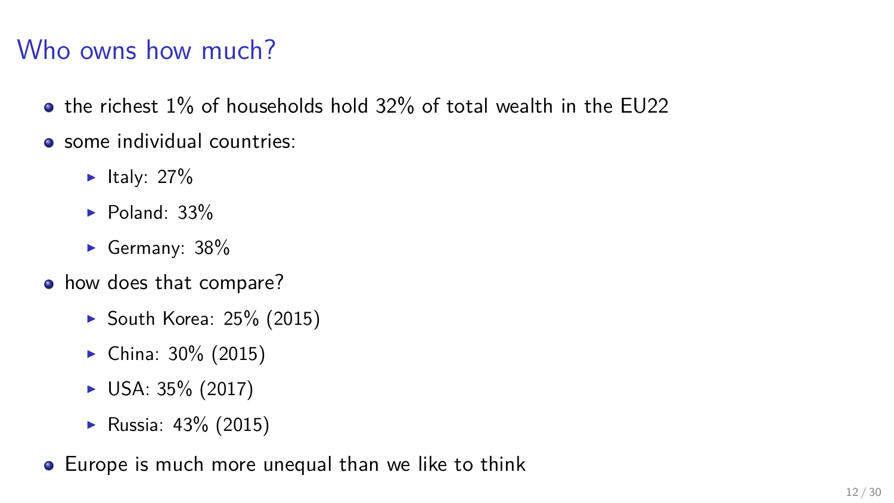# Who owns how much?

- the richest 1% of households hold 32% of total wealth in the EU22
- some individual countries:
  - Italy: 27%
  - Poland: 33%
  - Germany: 38%
- how does that compare?
  - South Korea: 25% (2015)
  - China: 30% (2015)
  - USA: 35% (2017)
  - Russia: 43% (2015)
- Europe is much more unequal than we like to think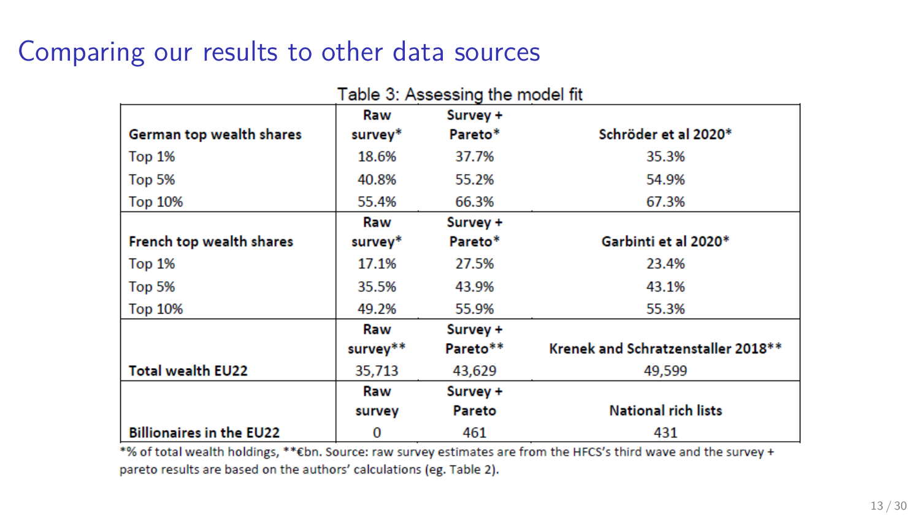# Comparing our results to other data sources

Table 3: Assessing the model fit

| German top wealth shares | Raw survey* | Survey + Pareto* | Schröder et al 2020* |
|---|---|---|---|
| Top 1% | 18.6% | 37.7% | 35.3% |
| Top 5% | 40.8% | 55.2% | 54.9% |
| Top 10% | 55.4% | 66.3% | 67.3% |
| **French top wealth shares** | **Raw survey*** | **Survey + Pareto*** | **Garbinti et al 2020*** |
| Top 1% | 17.1% | 27.5% | 23.4% |
| Top 5% | 35.5% | 43.9% | 43.1% |
| Top 10% | 49.2% | 55.9% | 55.3% |
| | **Raw survey**** | **Survey + Pareto**** | **Krenek and Schratzenstaller 2018**** |
| **Total wealth EU22** | 35,713 | 43,629 | 49,599 |
| | **Raw survey** | **Survey + Pareto** | **National rich lists** |
| **Billionaires in the EU22** | 0 | 461 | 431 |

*% of total wealth holdings, **€bn. Source: raw survey estimates are from the HFCS's third wave and the survey + pareto results are based on the authors' calculations (eg. Table 2).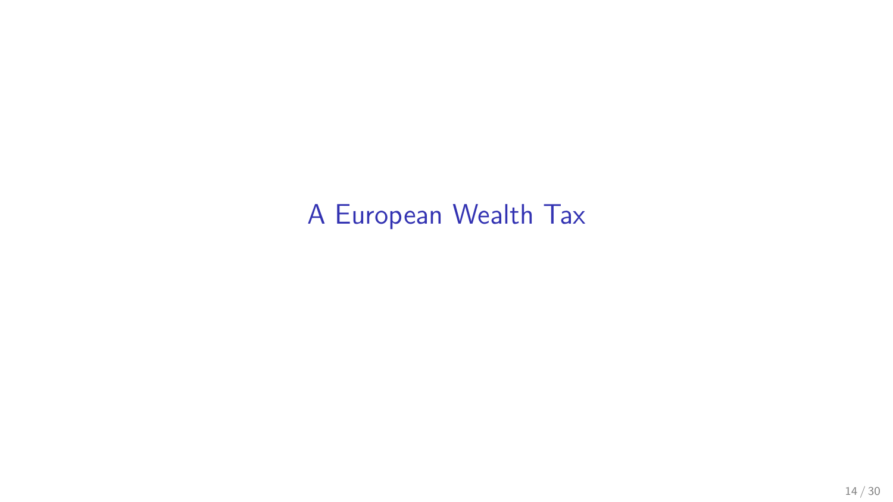# A European Wealth Tax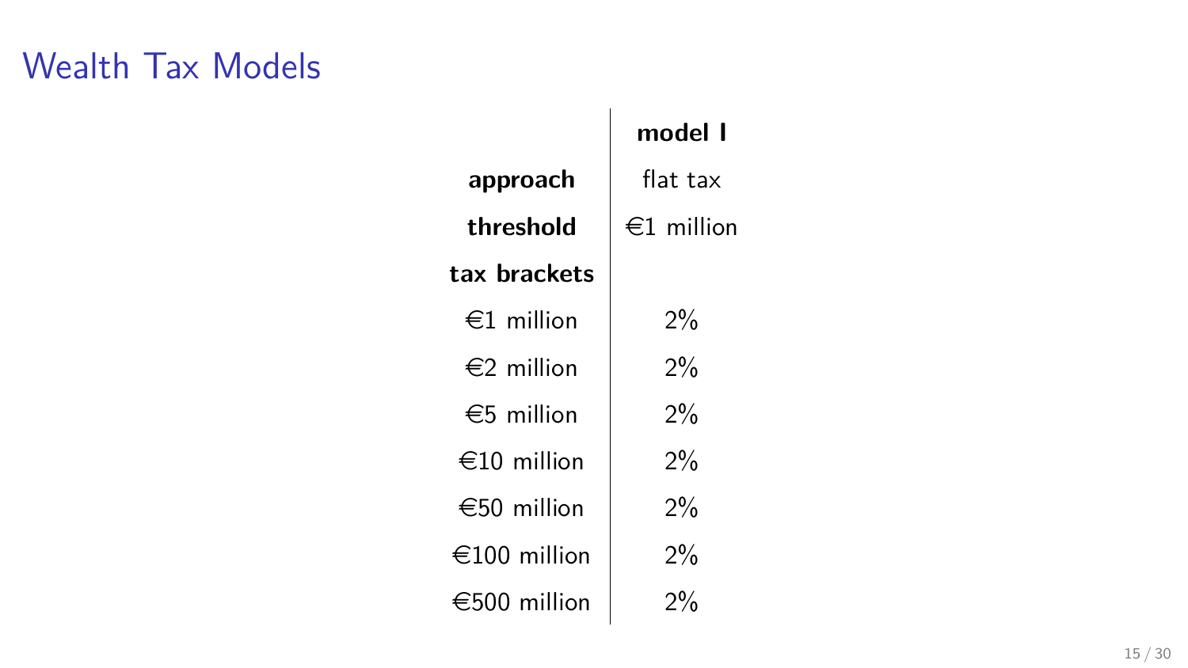# Wealth Tax Models

| | **model I** |
|---|---|
| **approach** | flat tax |
| **threshold** | €1 million |
| **tax brackets** | |
| €1 million | 2% |
| €2 million | 2% |
| €5 million | 2% |
| €10 million | 2% |
| €50 million | 2% |
| €100 million | 2% |
| €500 million | 2% |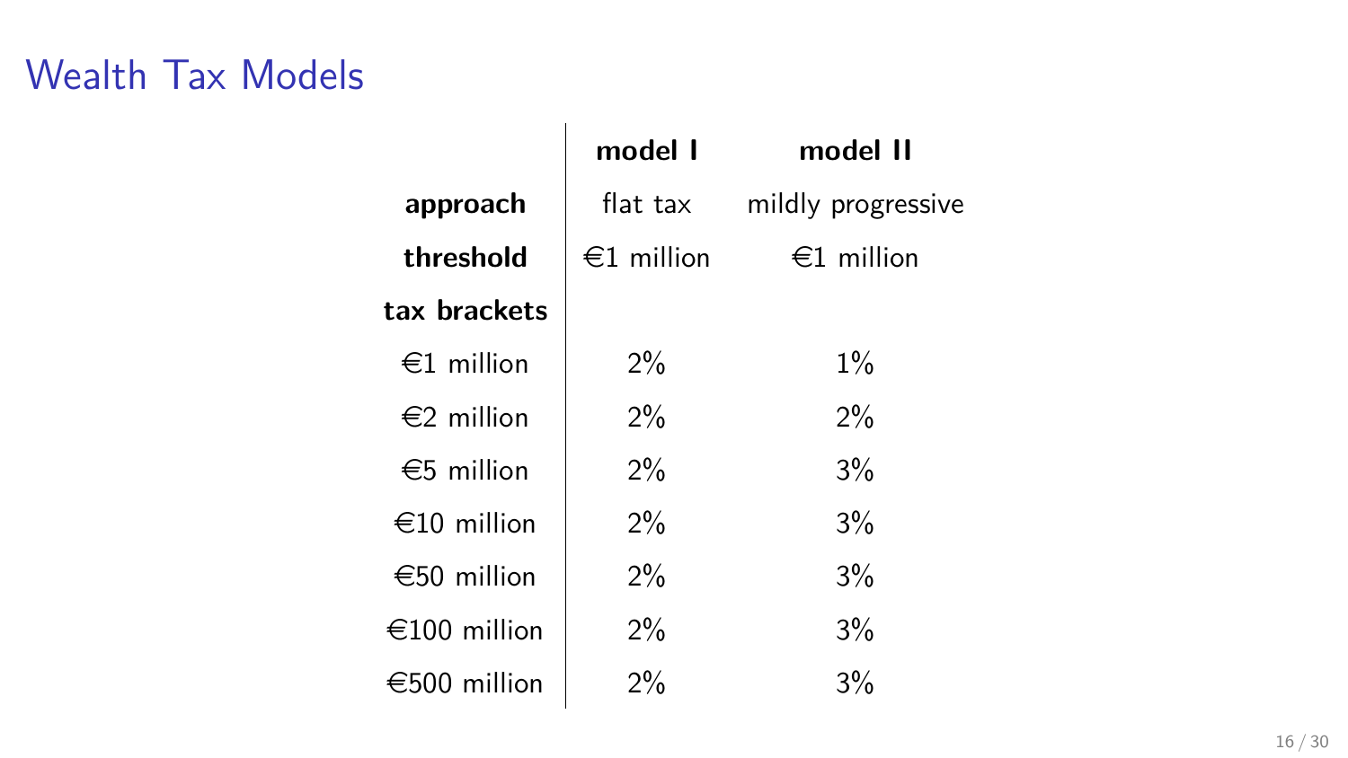# Wealth Tax Models

| | **model I** | **model II** |
|---|---|---|
| **approach** | flat tax | mildly progressive |
| **threshold** | €1 million | €1 million |
| **tax brackets** | | |
| €1 million | 2% | 1% |
| €2 million | 2% | 2% |
| €5 million | 2% | 3% |
| €10 million | 2% | 3% |
| €50 million | 2% | 3% |
| €100 million | 2% | 3% |
| €500 million | 2% | 3% |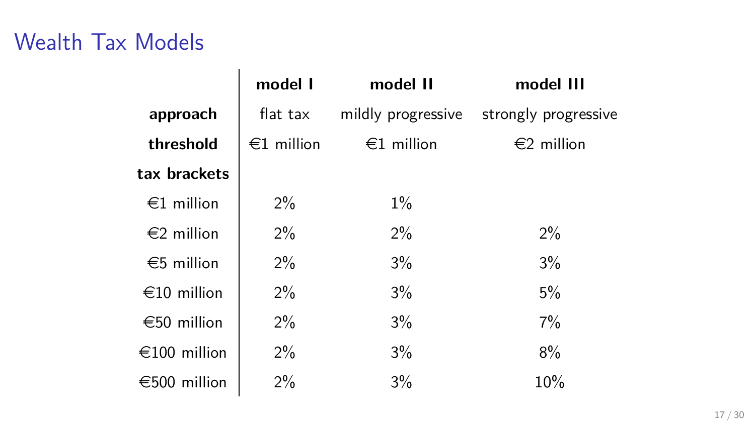# Wealth Tax Models

| | model I | model II | model III |
|---|---|---|---|
| **approach** | flat tax | mildly progressive | strongly progressive |
| **threshold** | €1 million | €1 million | €2 million |
| **tax brackets** | | | |
| €1 million | 2% | 1% | |
| €2 million | 2% | 2% | 2% |
| €5 million | 2% | 3% | 3% |
| €10 million | 2% | 3% | 5% |
| €50 million | 2% | 3% | 7% |
| €100 million | 2% | 3% | 8% |
| €500 million | 2% | 3% | 10% |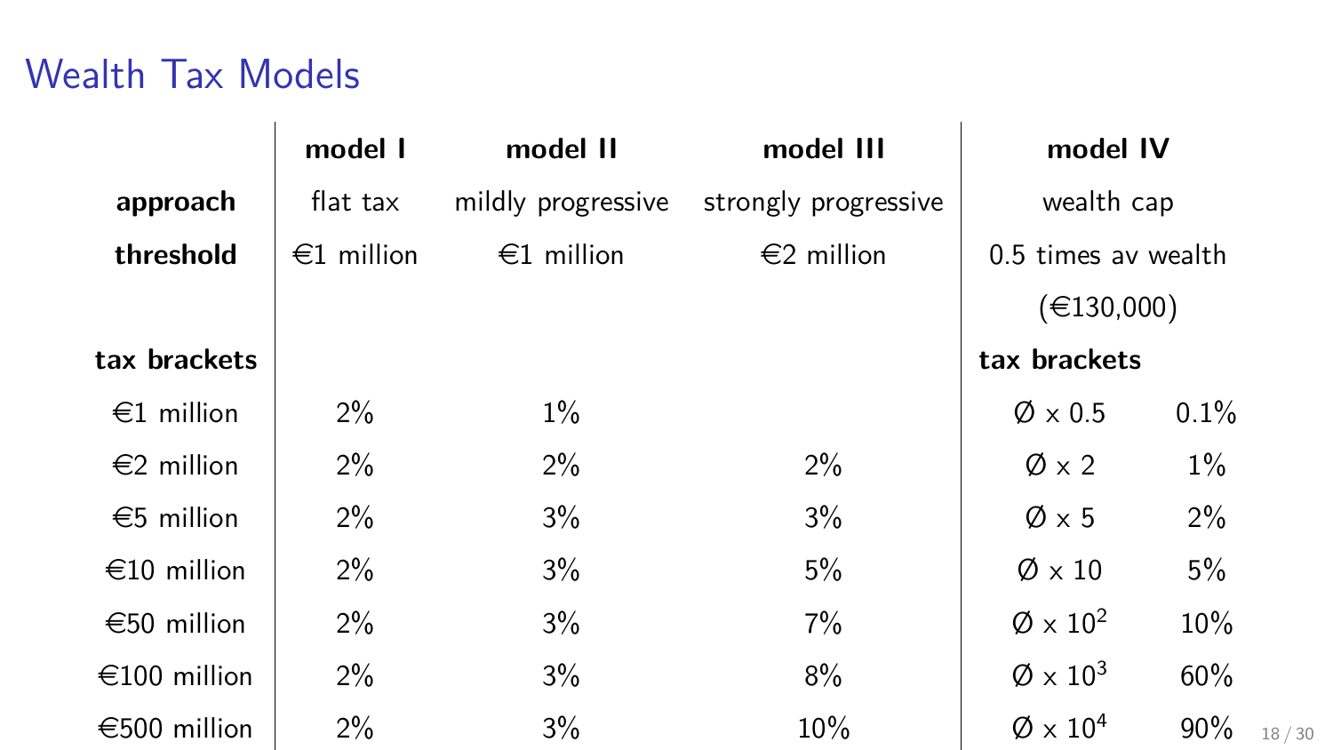# Wealth Tax Models

| | model I | model II | model III | model IV | |
|---|---|---|---|---|---|
| **approach** | flat tax | mildly progressive | strongly progressive | wealth cap | |
| **threshold** | €1 million | €1 million | €2 million | 0.5 times av wealth (€130,000) | |
| **tax brackets** | | | | **tax brackets** | |
| €1 million | 2% | 1% | | Ø x 0.5 | 0.1% |
| €2 million | 2% | 2% | 2% | Ø x 2 | 1% |
| €5 million | 2% | 3% | 3% | Ø x 5 | 2% |
| €10 million | 2% | 3% | 5% | Ø x 10 | 5% |
| €50 million | 2% | 3% | 7% | Ø x $10^2$ | 10% |
| €100 million | 2% | 3% | 8% | Ø x $10^3$ | 60% |
| €500 million | 2% | 3% | 10% | Ø x $10^4$ | 90% |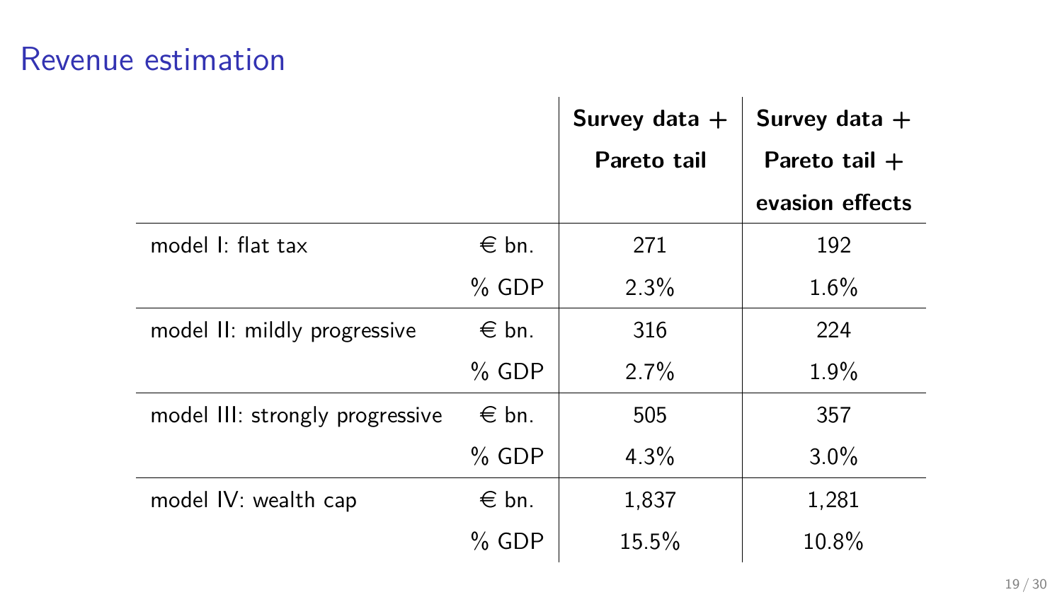# Revenue estimation

| | | Survey data + Pareto tail | Survey data + Pareto tail + evasion effects |
|---|---|---|---|
| model I: flat tax | € bn. | 271 | 192 |
| | % GDP | 2.3% | 1.6% |
| model II: mildly progressive | € bn. | 316 | 224 |
| | % GDP | 2.7% | 1.9% |
| model III: strongly progressive | € bn. | 505 | 357 |
| | % GDP | 4.3% | 3.0% |
| model IV: wealth cap | € bn. | 1,837 | 1,281 |
| | % GDP | 15.5% | 10.8% |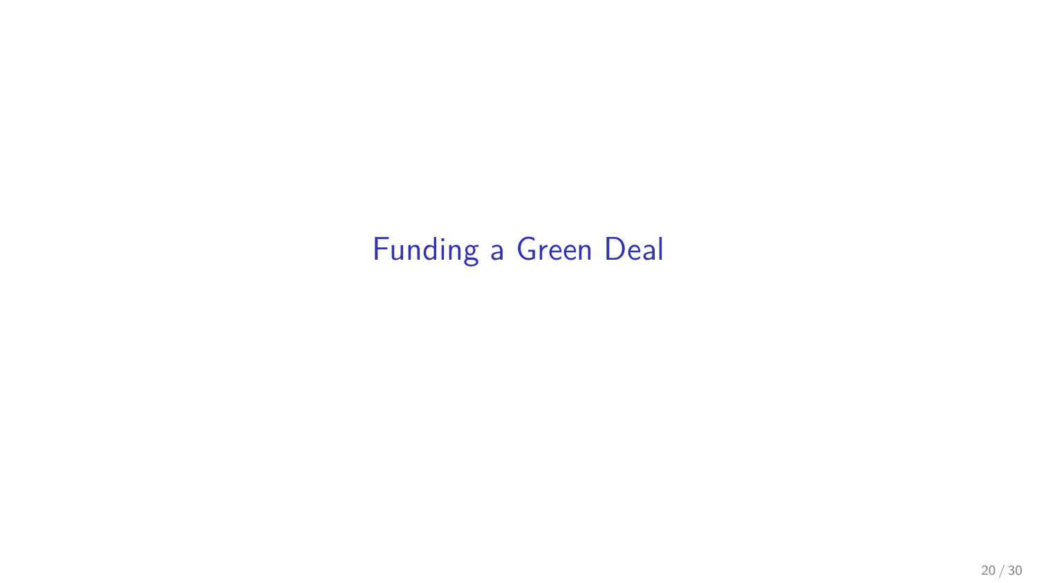# Funding a Green Deal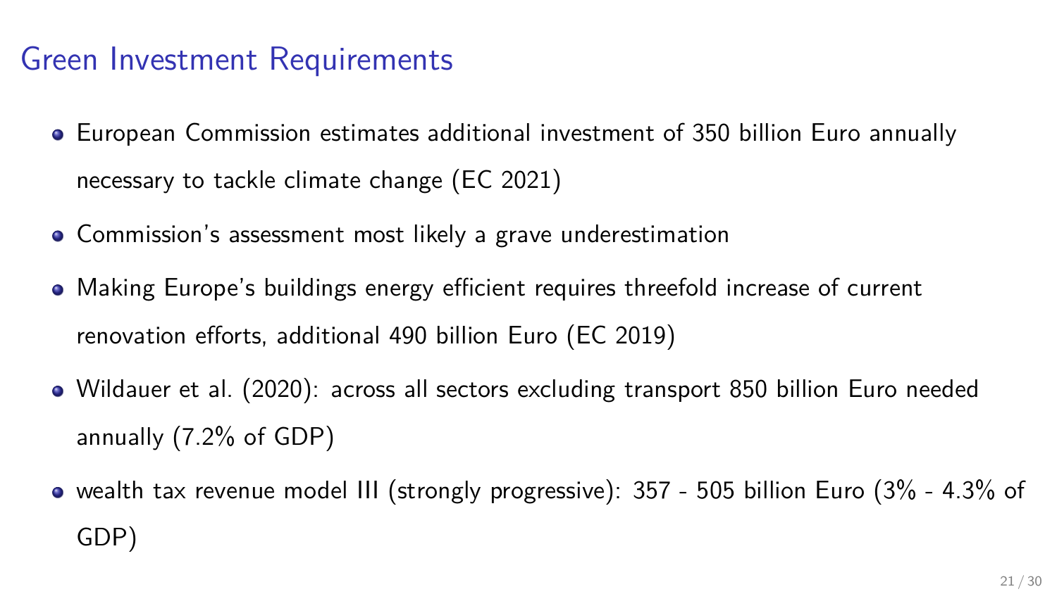## Green Investment Requirements

- European Commission estimates additional investment of 350 billion Euro annually necessary to tackle climate change (EC 2021)
- Commission's assessment most likely a grave underestimation
- Making Europe's buildings energy efficient requires threefold increase of current renovation efforts, additional 490 billion Euro (EC 2019)
- Wildauer et al. (2020): across all sectors excluding transport 850 billion Euro needed annually (7.2% of GDP)
- wealth tax revenue model III (strongly progressive): 357 - 505 billion Euro (3% - 4.3% of GDP)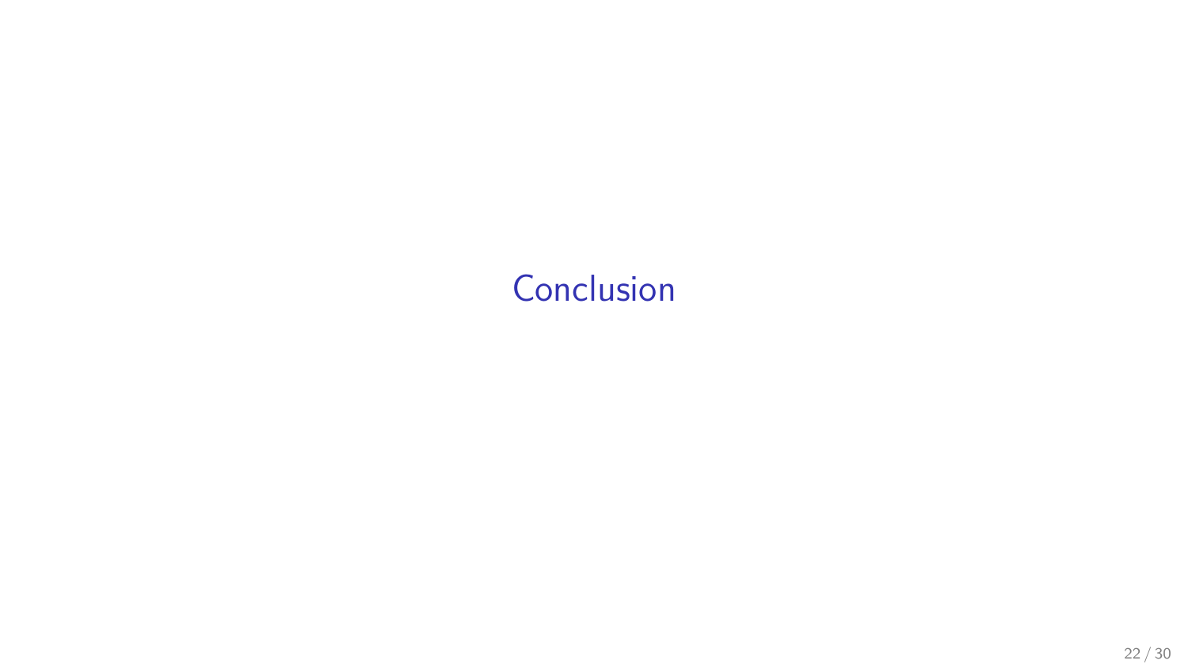# Conclusion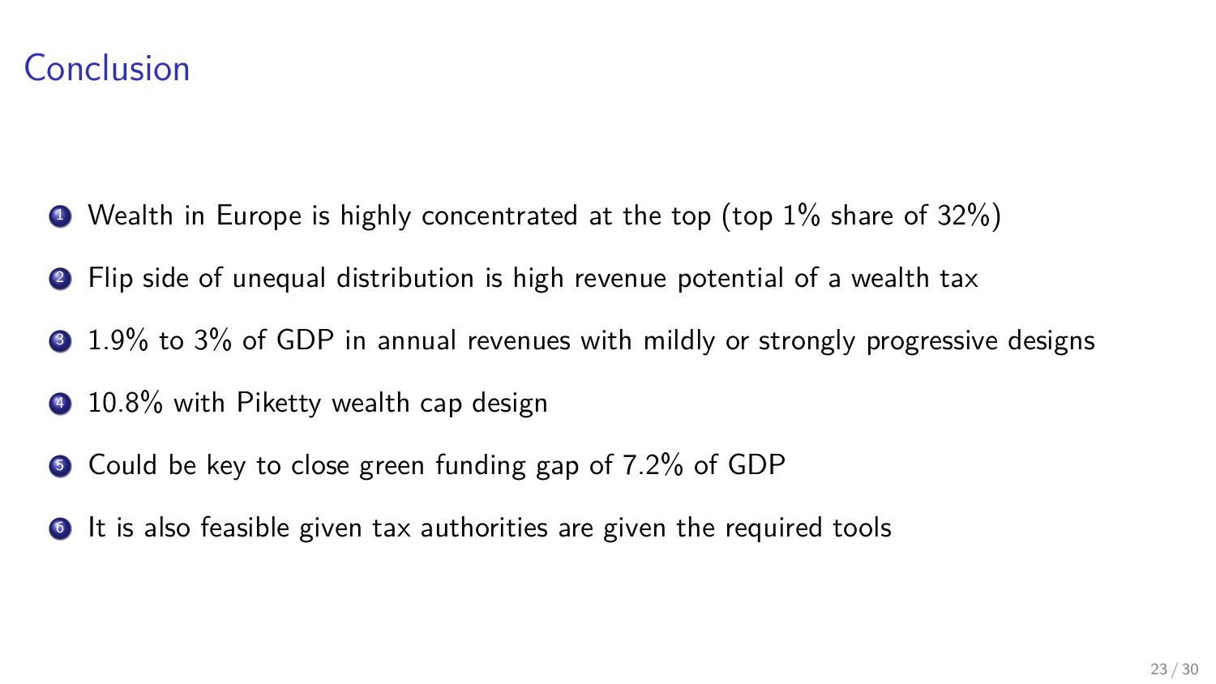# Conclusion

1. Wealth in Europe is highly concentrated at the top (top 1% share of 32%)
2. Flip side of unequal distribution is high revenue potential of a wealth tax
3. 1.9% to 3% of GDP in annual revenues with mildly or strongly progressive designs
4. 10.8% with Piketty wealth cap design
5. Could be key to close green funding gap of 7.2% of GDP
6. It is also feasible given tax authorities are given the required tools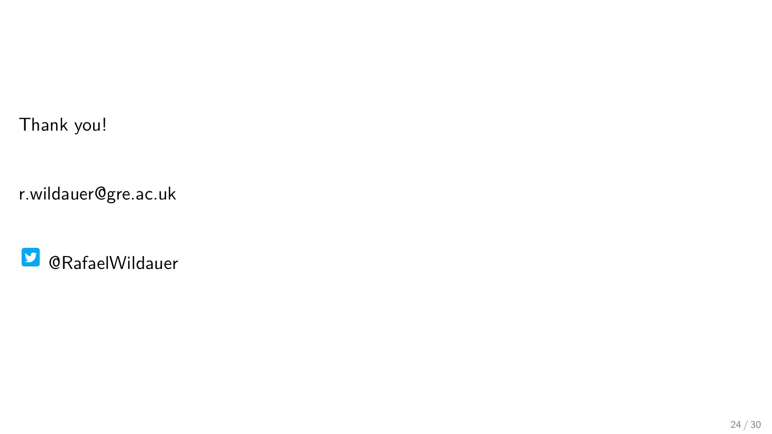Thank you!

r.wildauer@gre.ac.uk

@RafaelWildauer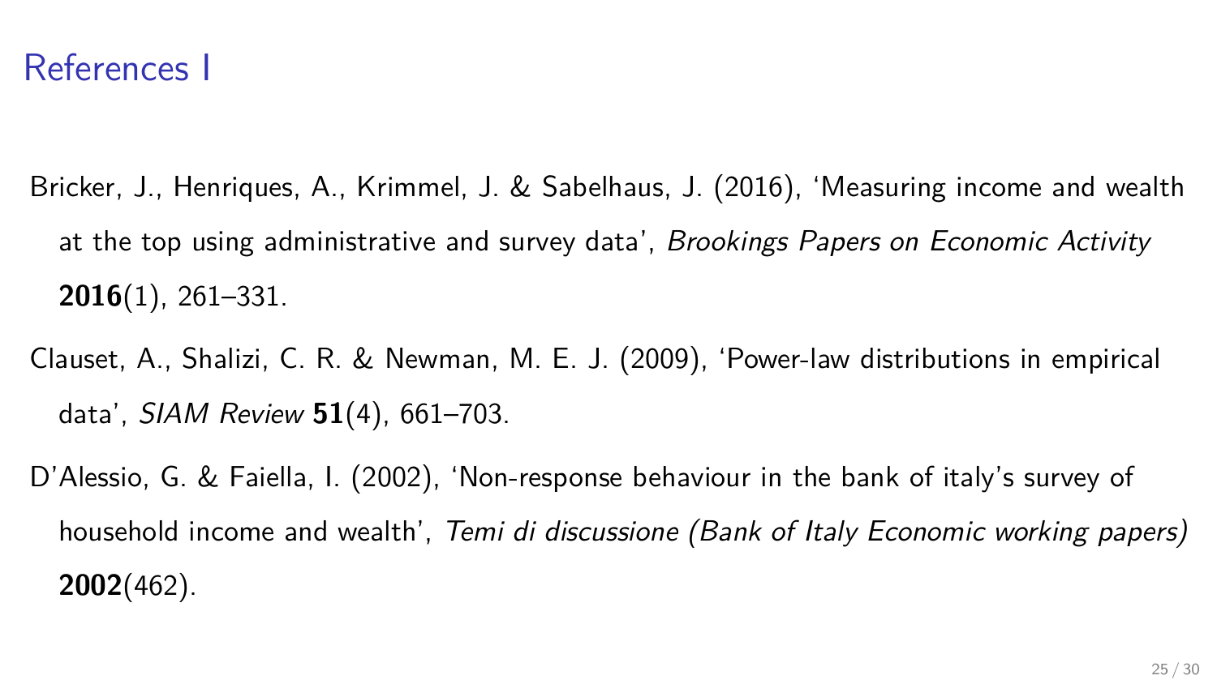# References I

Bricker, J., Henriques, A., Krimmel, J. & Sabelhaus, J. (2016), 'Measuring income and wealth at the top using administrative and survey data', *Brookings Papers on Economic Activity* **2016**(1), 261–331.

Clauset, A., Shalizi, C. R. & Newman, M. E. J. (2009), 'Power-law distributions in empirical data', *SIAM Review* **51**(4), 661–703.

D'Alessio, G. & Faiella, I. (2002), 'Non-response behaviour in the bank of italy's survey of household income and wealth', *Temi di discussione (Bank of Italy Economic working papers)* **2002**(462).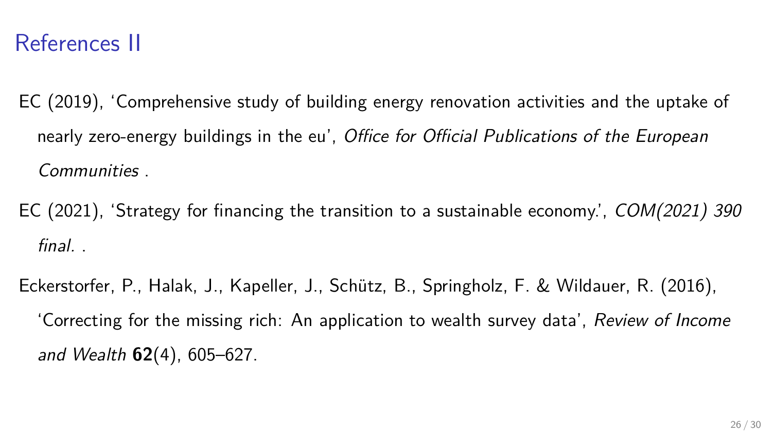# References II

EC (2019), 'Comprehensive study of building energy renovation activities and the uptake of nearly zero-energy buildings in the eu', *Office for Official Publications of the European Communities* .

EC (2021), 'Strategy for financing the transition to a sustainable economy.', *COM(2021) 390 final.* .

Eckerstorfer, P., Halak, J., Kapeller, J., Schütz, B., Springholz, F. & Wildauer, R. (2016), 'Correcting for the missing rich: An application to wealth survey data', *Review of Income and Wealth* **62**(4), 605–627.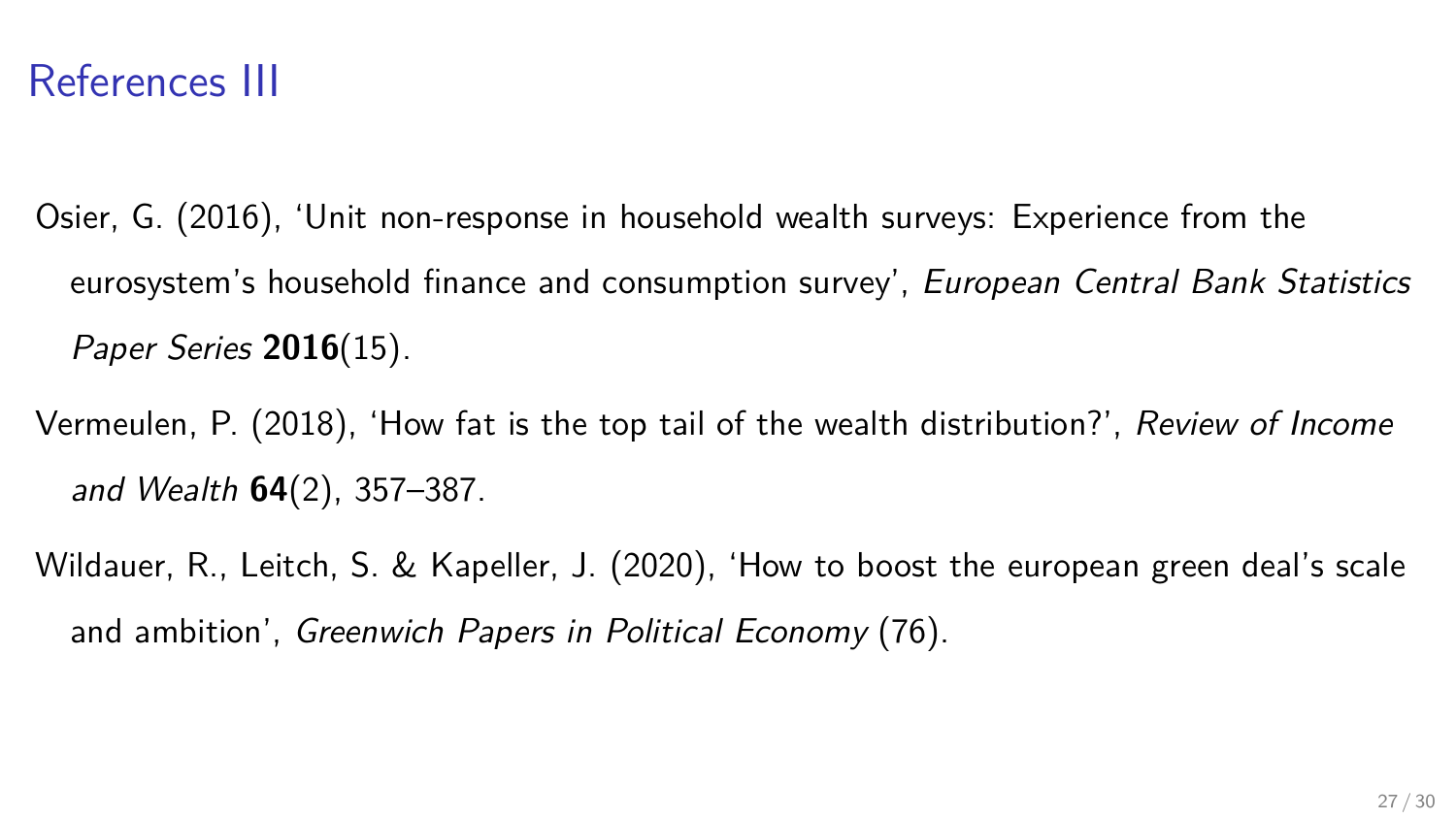# References III

Osier, G. (2016), 'Unit non-response in household wealth surveys: Experience from the eurosystem's household finance and consumption survey', *European Central Bank Statistics Paper Series* **2016**(15).

Vermeulen, P. (2018), 'How fat is the top tail of the wealth distribution?', *Review of Income and Wealth* **64**(2), 357–387.

Wildauer, R., Leitch, S. & Kapeller, J. (2020), 'How to boost the european green deal's scale and ambition', *Greenwich Papers in Political Economy* (76).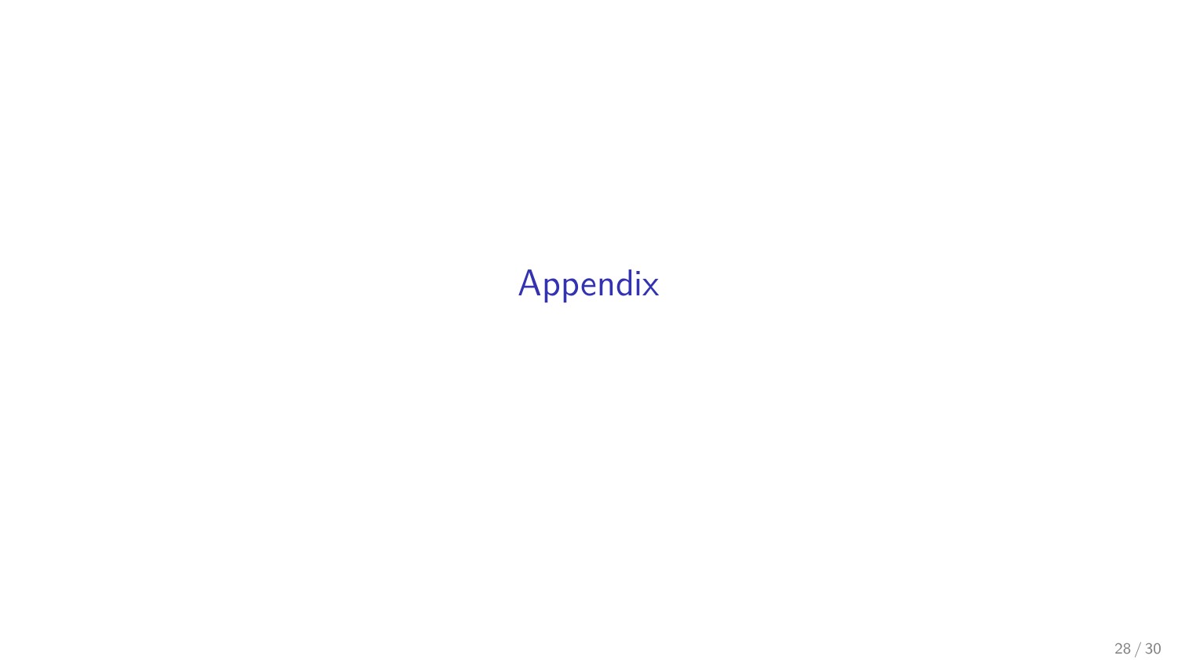# Appendix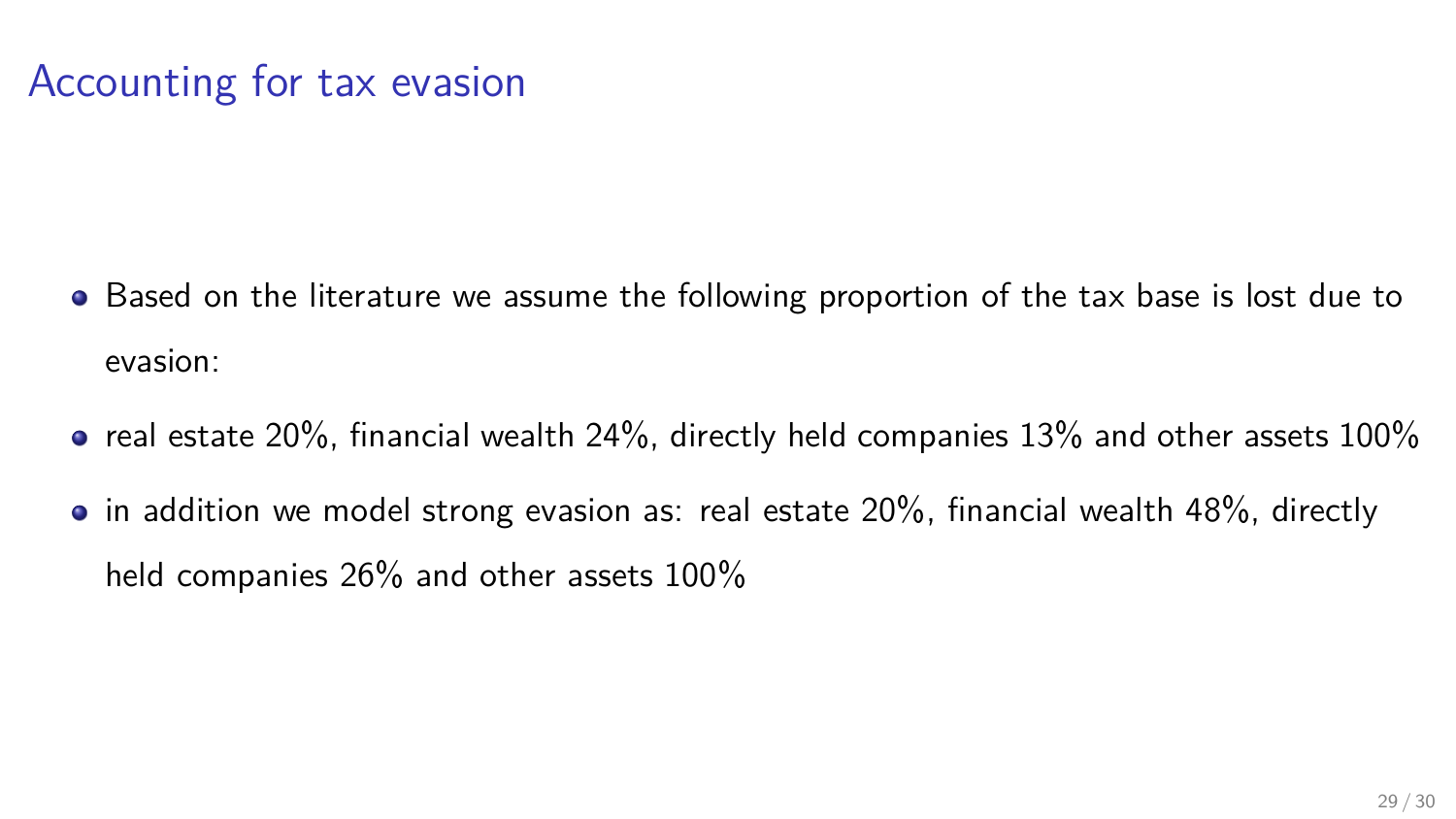# Accounting for tax evasion

- Based on the literature we assume the following proportion of the tax base is lost due to evasion:
- real estate 20%, financial wealth 24%, directly held companies 13% and other assets 100%
- in addition we model strong evasion as: real estate 20%, financial wealth 48%, directly held companies 26% and other assets 100%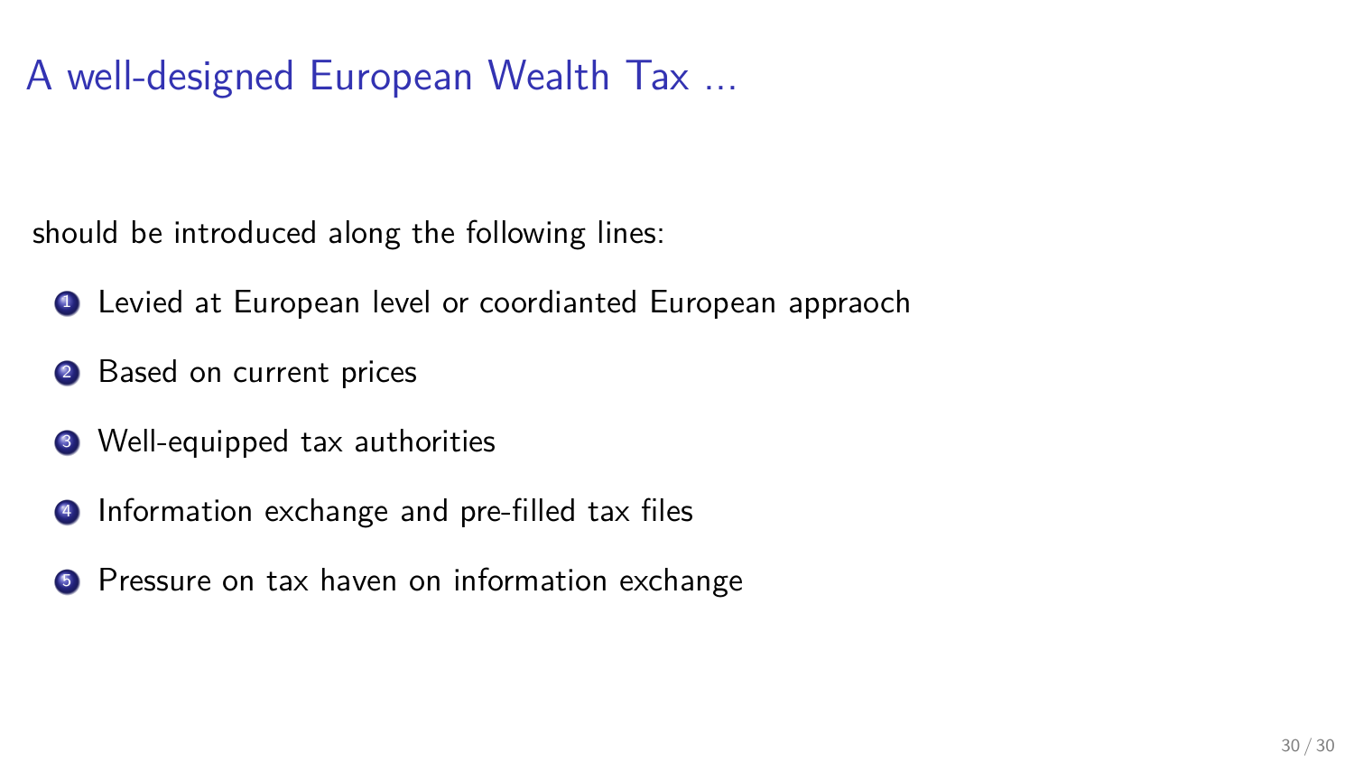# A well-designed European Wealth Tax ...

should be introduced along the following lines:

1. Levied at European level or coordianted European appraoch
2. Based on current prices
3. Well-equipped tax authorities
4. Information exchange and pre-filled tax files
5. Pressure on tax haven on information exchange